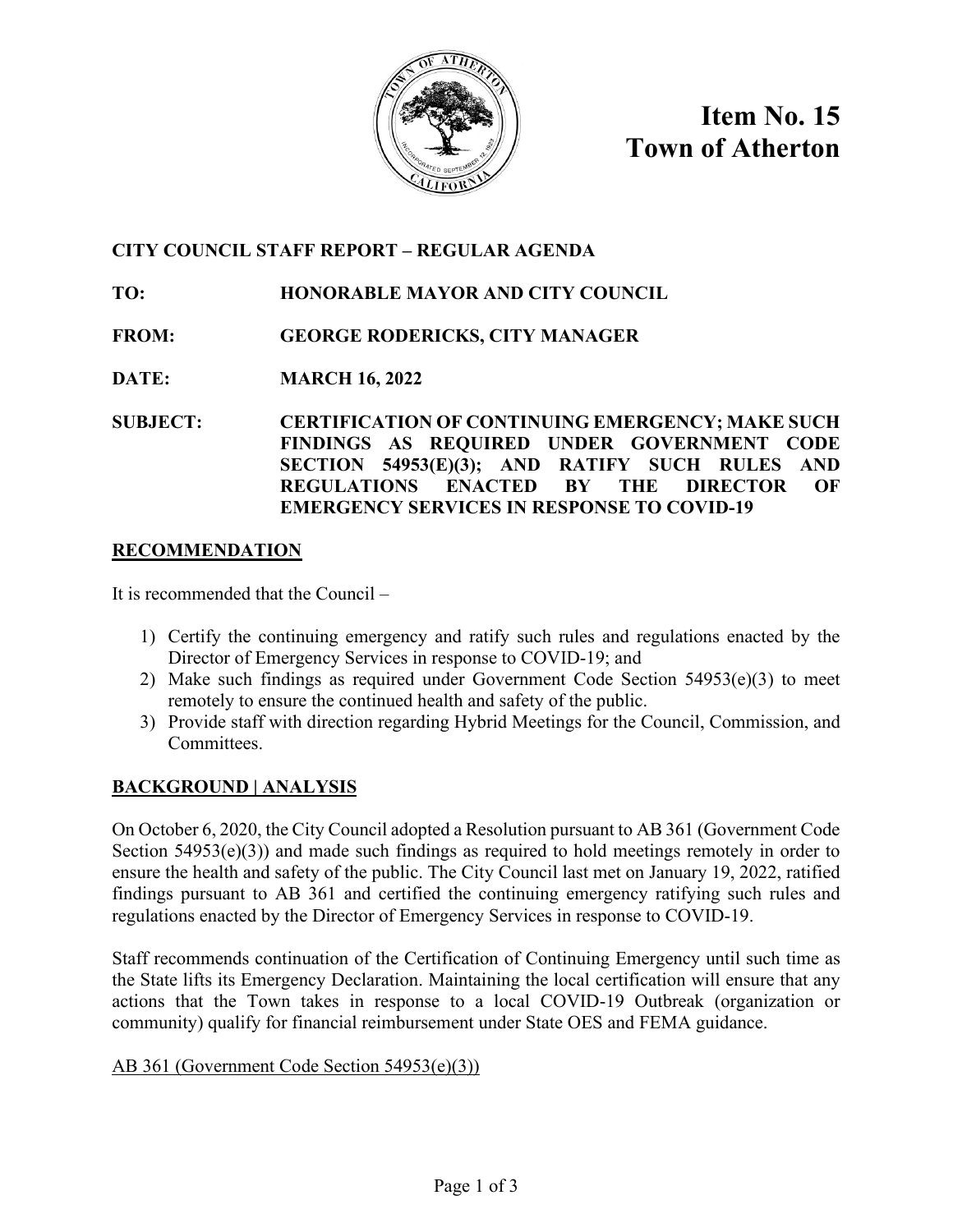# Item No. 15
# Town of Atherton

**CITY COUNCIL STAFF REPORT – REGULAR AGENDA**

**TO:** HONORABLE MAYOR AND CITY COUNCIL

**FROM:** GEORGE RODERICKS, CITY MANAGER

**DATE:** MARCH 16, 2022

**SUBJECT:** CERTIFICATION OF CONTINUING EMERGENCY; MAKE SUCH FINDINGS AS REQUIRED UNDER GOVERNMENT CODE SECTION 54953(E)(3); AND RATIFY SUCH RULES AND REGULATIONS ENACTED BY THE DIRECTOR OF EMERGENCY SERVICES IN RESPONSE TO COVID-19

## RECOMMENDATION

It is recommended that the Council –

1) Certify the continuing emergency and ratify such rules and regulations enacted by the Director of Emergency Services in response to COVID-19; and
2) Make such findings as required under Government Code Section 54953(e)(3) to meet remotely to ensure the continued health and safety of the public.
3) Provide staff with direction regarding Hybrid Meetings for the Council, Commission, and Committees.

## BACKGROUND | ANALYSIS

On October 6, 2020, the City Council adopted a Resolution pursuant to AB 361 (Government Code Section 54953(e)(3)) and made such findings as required to hold meetings remotely in order to ensure the health and safety of the public. The City Council last met on January 19, 2022, ratified findings pursuant to AB 361 and certified the continuing emergency ratifying such rules and regulations enacted by the Director of Emergency Services in response to COVID-19.

Staff recommends continuation of the Certification of Continuing Emergency until such time as the State lifts its Emergency Declaration. Maintaining the local certification will ensure that any actions that the Town takes in response to a local COVID-19 Outbreak (organization or community) qualify for financial reimbursement under State OES and FEMA guidance.

AB 361 (Government Code Section 54953(e)(3))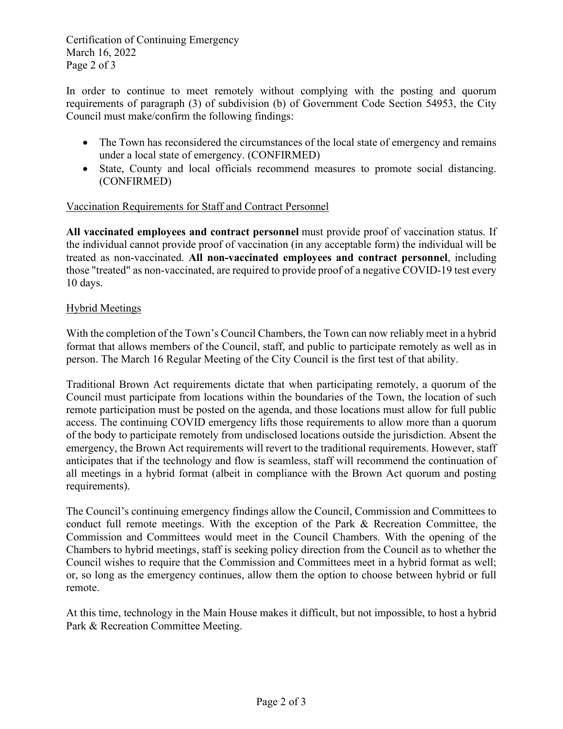In order to continue to meet remotely without complying with the posting and quorum requirements of paragraph (3) of subdivision (b) of Government Code Section 54953, the City Council must make/confirm the following findings:

- The Town has reconsidered the circumstances of the local state of emergency and remains under a local state of emergency. (CONFIRMED)
- State, County and local officials recommend measures to promote social distancing. (CONFIRMED)

## Vaccination Requirements for Staff and Contract Personnel

**All vaccinated employees and contract personnel** must provide proof of vaccination status. If the individual cannot provide proof of vaccination (in any acceptable form) the individual will be treated as non-vaccinated. **All non-vaccinated employees and contract personnel**, including those "treated" as non-vaccinated, are required to provide proof of a negative COVID-19 test every 10 days.

## Hybrid Meetings

With the completion of the Town's Council Chambers, the Town can now reliably meet in a hybrid format that allows members of the Council, staff, and public to participate remotely as well as in person. The March 16 Regular Meeting of the City Council is the first test of that ability.

Traditional Brown Act requirements dictate that when participating remotely, a quorum of the Council must participate from locations within the boundaries of the Town, the location of such remote participation must be posted on the agenda, and those locations must allow for full public access. The continuing COVID emergency lifts those requirements to allow more than a quorum of the body to participate remotely from undisclosed locations outside the jurisdiction. Absent the emergency, the Brown Act requirements will revert to the traditional requirements. However, staff anticipates that if the technology and flow is seamless, staff will recommend the continuation of all meetings in a hybrid format (albeit in compliance with the Brown Act quorum and posting requirements).

The Council's continuing emergency findings allow the Council, Commission and Committees to conduct full remote meetings. With the exception of the Park & Recreation Committee, the Commission and Committees would meet in the Council Chambers. With the opening of the Chambers to hybrid meetings, staff is seeking policy direction from the Council as to whether the Council wishes to require that the Commission and Committees meet in a hybrid format as well; or, so long as the emergency continues, allow them the option to choose between hybrid or full remote.

At this time, technology in the Main House makes it difficult, but not impossible, to host a hybrid Park & Recreation Committee Meeting.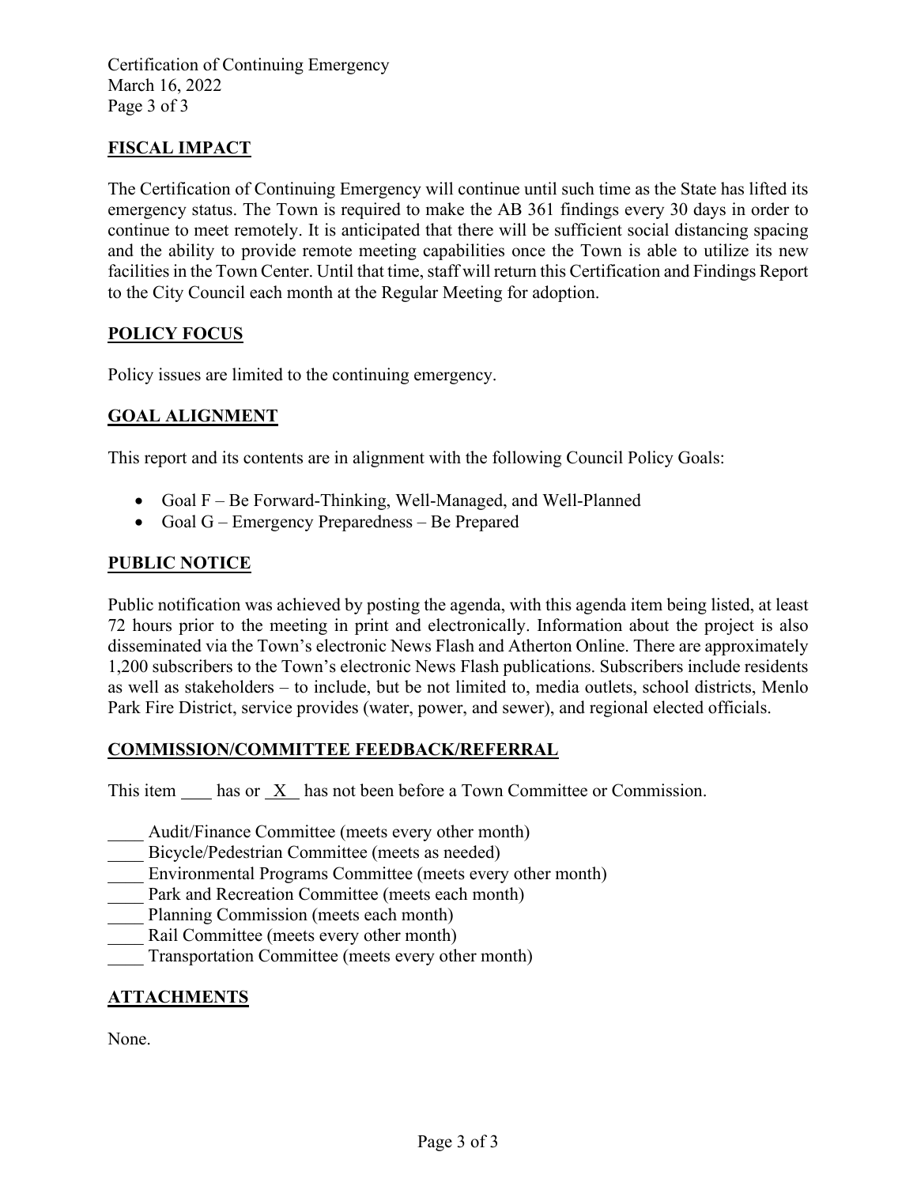## FISCAL IMPACT

The Certification of Continuing Emergency will continue until such time as the State has lifted its emergency status. The Town is required to make the AB 361 findings every 30 days in order to continue to meet remotely. It is anticipated that there will be sufficient social distancing spacing and the ability to provide remote meeting capabilities once the Town is able to utilize its new facilities in the Town Center. Until that time, staff will return this Certification and Findings Report to the City Council each month at the Regular Meeting for adoption.

## POLICY FOCUS

Policy issues are limited to the continuing emergency.

## GOAL ALIGNMENT

This report and its contents are in alignment with the following Council Policy Goals:

- Goal F – Be Forward-Thinking, Well-Managed, and Well-Planned
- Goal G – Emergency Preparedness – Be Prepared

## PUBLIC NOTICE

Public notification was achieved by posting the agenda, with this agenda item being listed, at least 72 hours prior to the meeting in print and electronically. Information about the project is also disseminated via the Town's electronic News Flash and Atherton Online. There are approximately 1,200 subscribers to the Town's electronic News Flash publications. Subscribers include residents as well as stakeholders – to include, but be not limited to, media outlets, school districts, Menlo Park Fire District, service provides (water, power, and sewer), and regional elected officials.

## COMMISSION/COMMITTEE FEEDBACK/REFERRAL

This item \_\_\_\_ has or \_X\_ has not been before a Town Committee or Commission.

\_\_\_\_ Audit/Finance Committee (meets every other month)
\_\_\_\_ Bicycle/Pedestrian Committee (meets as needed)
\_\_\_\_ Environmental Programs Committee (meets every other month)
\_\_\_\_ Park and Recreation Committee (meets each month)
\_\_\_\_ Planning Commission (meets each month)
\_\_\_\_ Rail Committee (meets every other month)
\_\_\_\_ Transportation Committee (meets every other month)

## ATTACHMENTS

None.